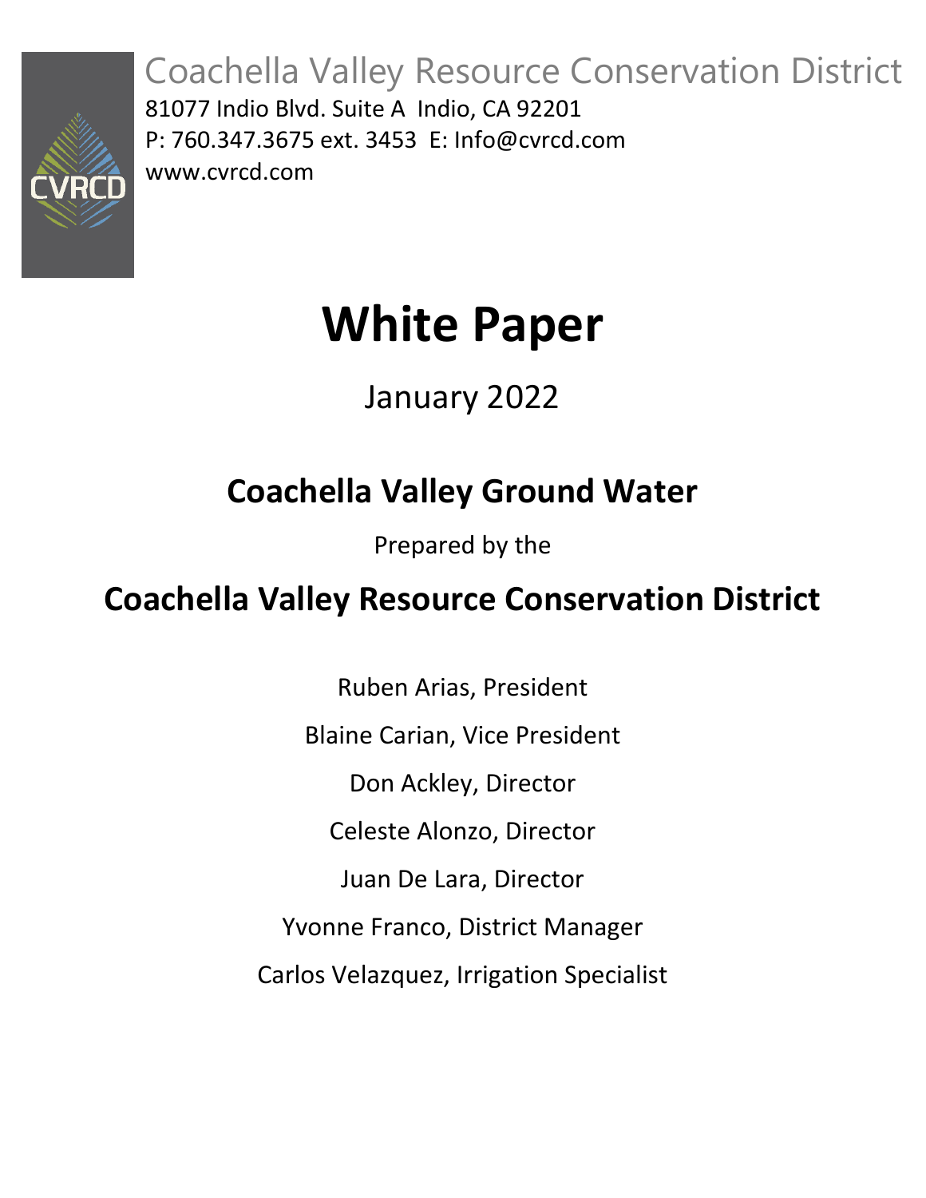Coachella Valley Resource Conservation District

81077 Indio Blvd. Suite A Indio, CA 92201
P: 760.347.3675 ext. 3453 E: Info@cvrcd.com
www.cvrcd.com

# White Paper

January 2022

## Coachella Valley Ground Water

Prepared by the

## Coachella Valley Resource Conservation District

Ruben Arias, President

Blaine Carian, Vice President

Don Ackley, Director

Celeste Alonzo, Director

Juan De Lara, Director

Yvonne Franco, District Manager

Carlos Velazquez, Irrigation Specialist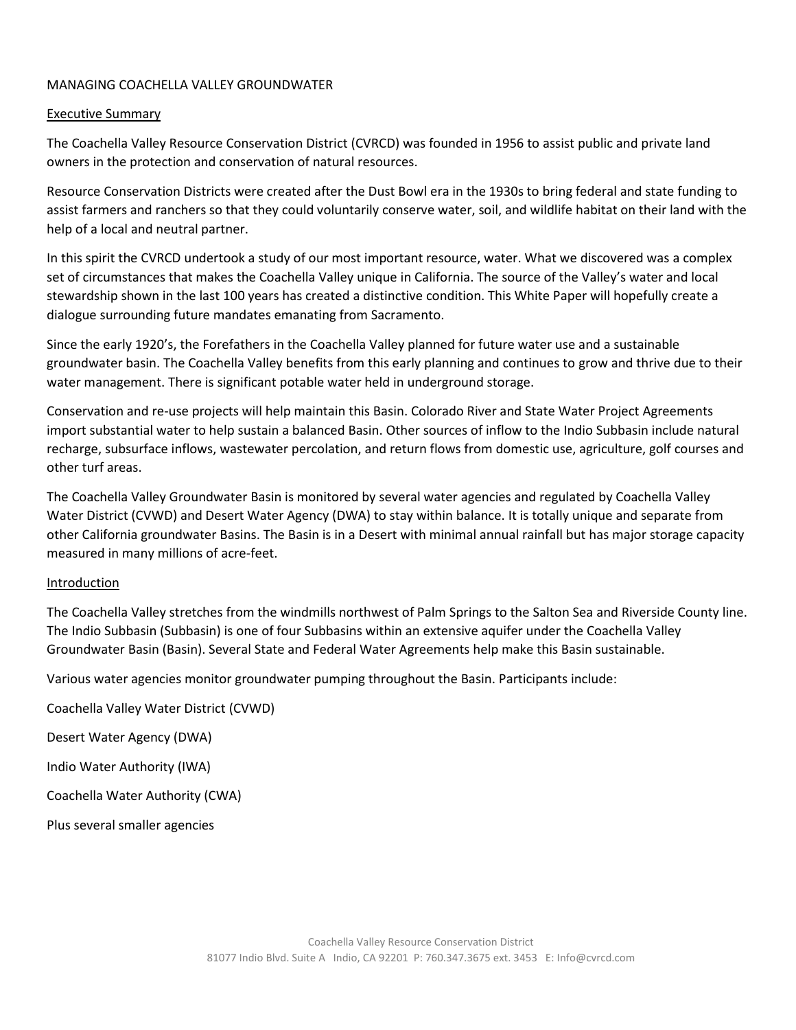# MANAGING COACHELLA VALLEY GROUNDWATER

## Executive Summary

The Coachella Valley Resource Conservation District (CVRCD) was founded in 1956 to assist public and private land owners in the protection and conservation of natural resources.

Resource Conservation Districts were created after the Dust Bowl era in the 1930s to bring federal and state funding to assist farmers and ranchers so that they could voluntarily conserve water, soil, and wildlife habitat on their land with the help of a local and neutral partner.

In this spirit the CVRCD undertook a study of our most important resource, water. What we discovered was a complex set of circumstances that makes the Coachella Valley unique in California. The source of the Valley's water and local stewardship shown in the last 100 years has created a distinctive condition. This White Paper will hopefully create a dialogue surrounding future mandates emanating from Sacramento.

Since the early 1920's, the Forefathers in the Coachella Valley planned for future water use and a sustainable groundwater basin. The Coachella Valley benefits from this early planning and continues to grow and thrive due to their water management. There is significant potable water held in underground storage.

Conservation and re-use projects will help maintain this Basin. Colorado River and State Water Project Agreements import substantial water to help sustain a balanced Basin. Other sources of inflow to the Indio Subbasin include natural recharge, subsurface inflows, wastewater percolation, and return flows from domestic use, agriculture, golf courses and other turf areas.

The Coachella Valley Groundwater Basin is monitored by several water agencies and regulated by Coachella Valley Water District (CVWD) and Desert Water Agency (DWA) to stay within balance. It is totally unique and separate from other California groundwater Basins. The Basin is in a Desert with minimal annual rainfall but has major storage capacity measured in many millions of acre-feet.

## Introduction

The Coachella Valley stretches from the windmills northwest of Palm Springs to the Salton Sea and Riverside County line. The Indio Subbasin (Subbasin) is one of four Subbasins within an extensive aquifer under the Coachella Valley Groundwater Basin (Basin). Several State and Federal Water Agreements help make this Basin sustainable.

Various water agencies monitor groundwater pumping throughout the Basin. Participants include:

Coachella Valley Water District (CVWD)

Desert Water Agency (DWA)

Indio Water Authority (IWA)

Coachella Water Authority (CWA)

Plus several smaller agencies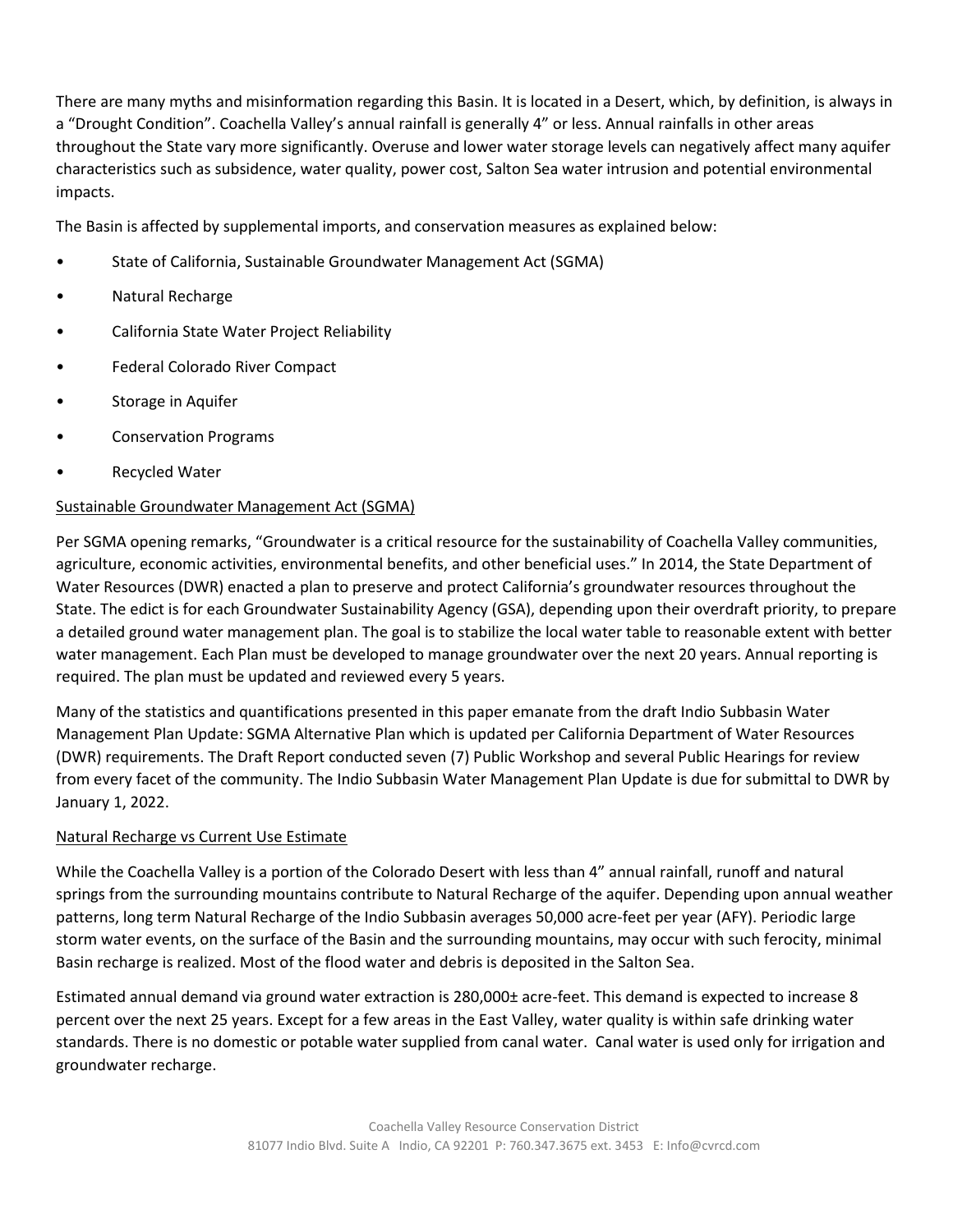There are many myths and misinformation regarding this Basin. It is located in a Desert, which, by definition, is always in a "Drought Condition". Coachella Valley's annual rainfall is generally 4" or less. Annual rainfalls in other areas throughout the State vary more significantly. Overuse and lower water storage levels can negatively affect many aquifer characteristics such as subsidence, water quality, power cost, Salton Sea water intrusion and potential environmental impacts.

The Basin is affected by supplemental imports, and conservation measures as explained below:

- State of California, Sustainable Groundwater Management Act (SGMA)
- Natural Recharge
- California State Water Project Reliability
- Federal Colorado River Compact
- Storage in Aquifer
- Conservation Programs
- Recycled Water

<u>Sustainable Groundwater Management Act (SGMA)</u>

Per SGMA opening remarks, "Groundwater is a critical resource for the sustainability of Coachella Valley communities, agriculture, economic activities, environmental benefits, and other beneficial uses." In 2014, the State Department of Water Resources (DWR) enacted a plan to preserve and protect California's groundwater resources throughout the State. The edict is for each Groundwater Sustainability Agency (GSA), depending upon their overdraft priority, to prepare a detailed ground water management plan. The goal is to stabilize the local water table to reasonable extent with better water management. Each Plan must be developed to manage groundwater over the next 20 years. Annual reporting is required. The plan must be updated and reviewed every 5 years.

Many of the statistics and quantifications presented in this paper emanate from the draft Indio Subbasin Water Management Plan Update: SGMA Alternative Plan which is updated per California Department of Water Resources (DWR) requirements. The Draft Report conducted seven (7) Public Workshop and several Public Hearings for review from every facet of the community. The Indio Subbasin Water Management Plan Update is due for submittal to DWR by January 1, 2022.

<u>Natural Recharge vs Current Use Estimate</u>

While the Coachella Valley is a portion of the Colorado Desert with less than 4" annual rainfall, runoff and natural springs from the surrounding mountains contribute to Natural Recharge of the aquifer. Depending upon annual weather patterns, long term Natural Recharge of the Indio Subbasin averages 50,000 acre-feet per year (AFY). Periodic large storm water events, on the surface of the Basin and the surrounding mountains, may occur with such ferocity, minimal Basin recharge is realized. Most of the flood water and debris is deposited in the Salton Sea.

Estimated annual demand via ground water extraction is 280,000± acre-feet. This demand is expected to increase 8 percent over the next 25 years. Except for a few areas in the East Valley, water quality is within safe drinking water standards. There is no domestic or potable water supplied from canal water. Canal water is used only for irrigation and groundwater recharge.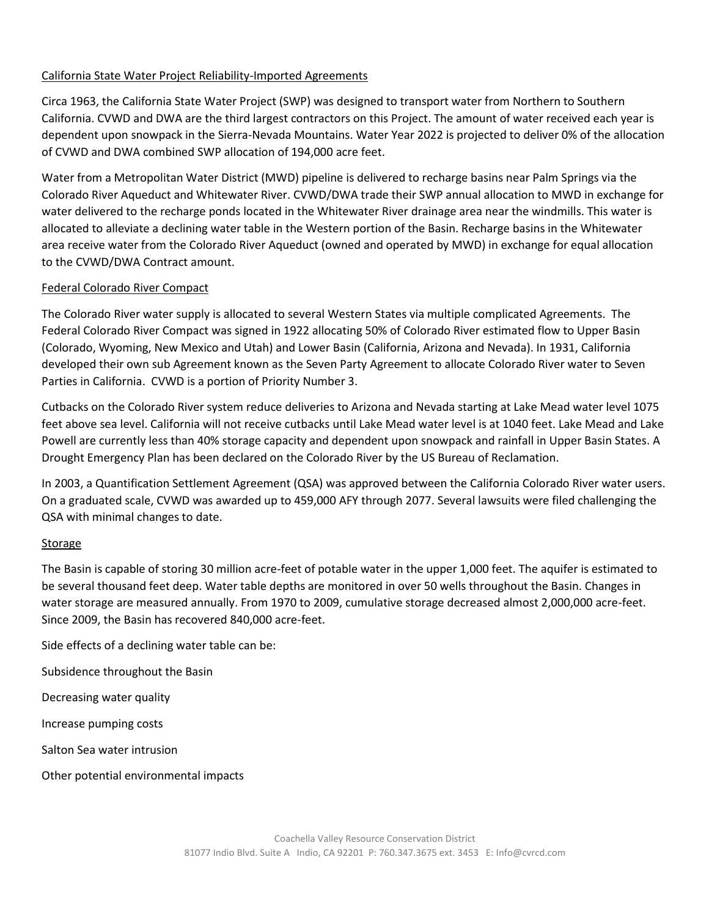## California State Water Project Reliability-Imported Agreements

Circa 1963, the California State Water Project (SWP) was designed to transport water from Northern to Southern California. CVWD and DWA are the third largest contractors on this Project. The amount of water received each year is dependent upon snowpack in the Sierra-Nevada Mountains. Water Year 2022 is projected to deliver 0% of the allocation of CVWD and DWA combined SWP allocation of 194,000 acre feet.

Water from a Metropolitan Water District (MWD) pipeline is delivered to recharge basins near Palm Springs via the Colorado River Aqueduct and Whitewater River. CVWD/DWA trade their SWP annual allocation to MWD in exchange for water delivered to the recharge ponds located in the Whitewater River drainage area near the windmills. This water is allocated to alleviate a declining water table in the Western portion of the Basin. Recharge basins in the Whitewater area receive water from the Colorado River Aqueduct (owned and operated by MWD) in exchange for equal allocation to the CVWD/DWA Contract amount.

## Federal Colorado River Compact

The Colorado River water supply is allocated to several Western States via multiple complicated Agreements. The Federal Colorado River Compact was signed in 1922 allocating 50% of Colorado River estimated flow to Upper Basin (Colorado, Wyoming, New Mexico and Utah) and Lower Basin (California, Arizona and Nevada). In 1931, California developed their own sub Agreement known as the Seven Party Agreement to allocate Colorado River water to Seven Parties in California. CVWD is a portion of Priority Number 3.

Cutbacks on the Colorado River system reduce deliveries to Arizona and Nevada starting at Lake Mead water level 1075 feet above sea level. California will not receive cutbacks until Lake Mead water level is at 1040 feet. Lake Mead and Lake Powell are currently less than 40% storage capacity and dependent upon snowpack and rainfall in Upper Basin States. A Drought Emergency Plan has been declared on the Colorado River by the US Bureau of Reclamation.

In 2003, a Quantification Settlement Agreement (QSA) was approved between the California Colorado River water users. On a graduated scale, CVWD was awarded up to 459,000 AFY through 2077. Several lawsuits were filed challenging the QSA with minimal changes to date.

## Storage

The Basin is capable of storing 30 million acre-feet of potable water in the upper 1,000 feet. The aquifer is estimated to be several thousand feet deep. Water table depths are monitored in over 50 wells throughout the Basin. Changes in water storage are measured annually. From 1970 to 2009, cumulative storage decreased almost 2,000,000 acre-feet. Since 2009, the Basin has recovered 840,000 acre-feet.

Side effects of a declining water table can be:

Subsidence throughout the Basin

Decreasing water quality

Increase pumping costs

Salton Sea water intrusion

Other potential environmental impacts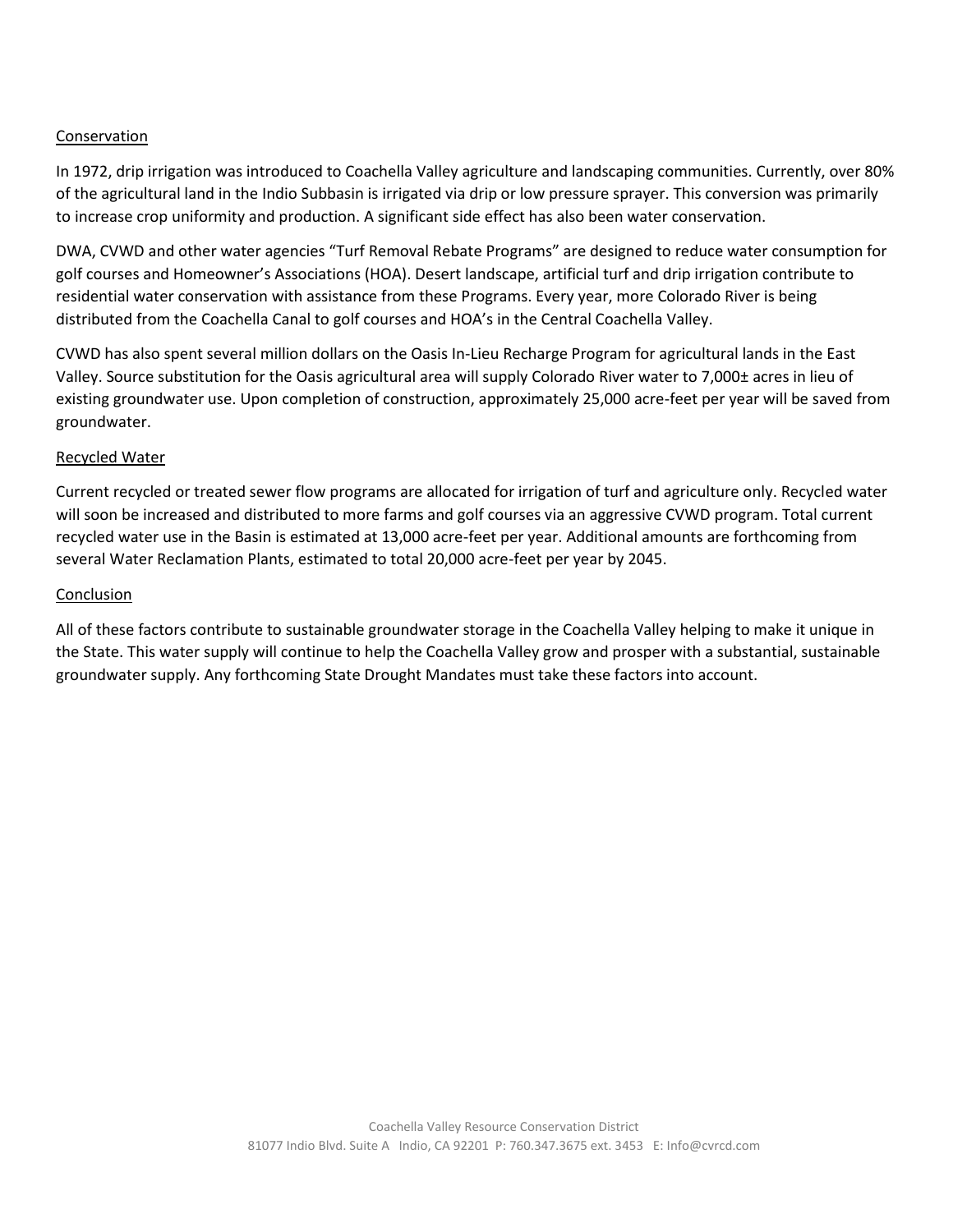## Conservation

In 1972, drip irrigation was introduced to Coachella Valley agriculture and landscaping communities. Currently, over 80% of the agricultural land in the Indio Subbasin is irrigated via drip or low pressure sprayer. This conversion was primarily to increase crop uniformity and production. A significant side effect has also been water conservation.

DWA, CVWD and other water agencies "Turf Removal Rebate Programs" are designed to reduce water consumption for golf courses and Homeowner's Associations (HOA). Desert landscape, artificial turf and drip irrigation contribute to residential water conservation with assistance from these Programs. Every year, more Colorado River is being distributed from the Coachella Canal to golf courses and HOA's in the Central Coachella Valley.

CVWD has also spent several million dollars on the Oasis In-Lieu Recharge Program for agricultural lands in the East Valley. Source substitution for the Oasis agricultural area will supply Colorado River water to 7,000± acres in lieu of existing groundwater use. Upon completion of construction, approximately 25,000 acre-feet per year will be saved from groundwater.

## Recycled Water

Current recycled or treated sewer flow programs are allocated for irrigation of turf and agriculture only. Recycled water will soon be increased and distributed to more farms and golf courses via an aggressive CVWD program. Total current recycled water use in the Basin is estimated at 13,000 acre-feet per year. Additional amounts are forthcoming from several Water Reclamation Plants, estimated to total 20,000 acre-feet per year by 2045.

## Conclusion

All of these factors contribute to sustainable groundwater storage in the Coachella Valley helping to make it unique in the State. This water supply will continue to help the Coachella Valley grow and prosper with a substantial, sustainable groundwater supply. Any forthcoming State Drought Mandates must take these factors into account.